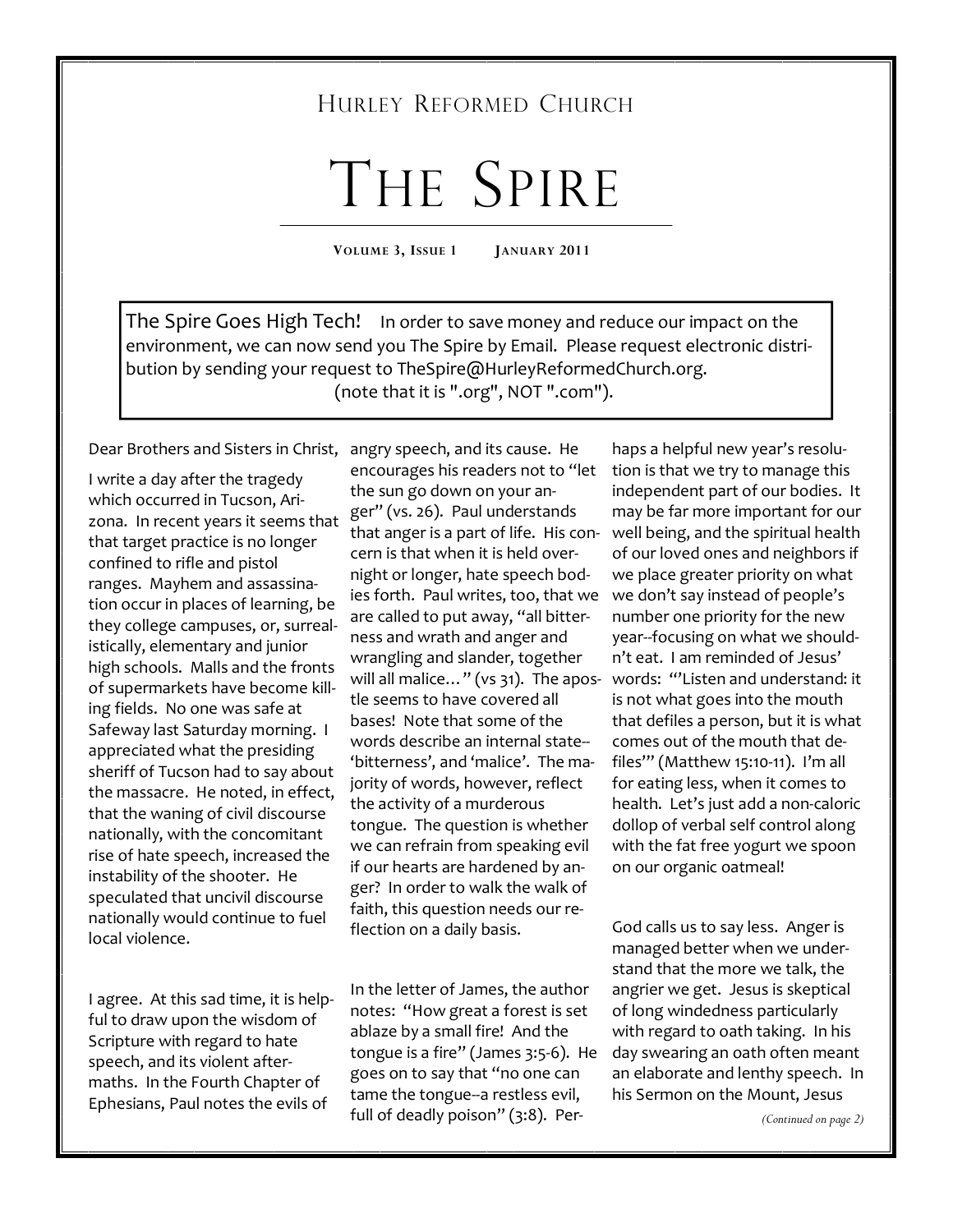# Hurley Reformed Church

# The Spire

**Volume 3, Issue 1 January 2011**

The Spire Goes High Tech! In order to save money and reduce our impact on the environment, we can now send you The Spire by Email. Please request electronic distribution by sending your request to TheSpire@HurleyReformedChurch.org. (note that it is ".org", NOT ".com").

Dear Brothers and Sisters in Christ,

I write a day after the tragedy which occurred in Tucson, Arizona. In recent years it seems that that target practice is no longer confined to rifle and pistol ranges. Mayhem and assassination occur in places of learning, be they college campuses, or, surrealistically, elementary and junior high schools. Malls and the fronts of supermarkets have become killing fields. No one was safe at Safeway last Saturday morning. I appreciated what the presiding sheriff of Tucson had to say about the massacre. He noted, in effect, that the waning of civil discourse nationally, with the concomitant rise of hate speech, increased the instability of the shooter. He speculated that uncivil discourse nationally would continue to fuel local violence.

I agree. At this sad time, it is helpful to draw upon the wisdom of Scripture with regard to hate speech, and its violent aftermaths. In the Fourth Chapter of Ephesians, Paul notes the evils of angry speech, and its cause. He encourages his readers not to "let the sun go down on your anger" (vs. 26). Paul understands that anger is a part of life. His concern is that when it is held overnight or longer, hate speech bodies forth. Paul writes, too, that we are called to put away, "all bitterness and wrath and anger and wrangling and slander, together will all malice…" (vs 31). The apostle seems to have covered all bases! Note that some of the words describe an internal state--'bitterness', and 'malice'. The majority of words, however, reflect the activity of a murderous tongue. The question is whether we can refrain from speaking evil if our hearts are hardened by anger? In order to walk the walk of faith, this question needs our reflection on a daily basis.

In the letter of James, the author notes: "How great a forest is set ablaze by a small fire! And the tongue is a fire" (James 3:5-6). He goes on to say that "no one can tame the tongue--a restless evil, full of deadly poison" (3:8). Perhaps a helpful new year's resolution is that we try to manage this independent part of our bodies. It may be far more important for our well being, and the spiritual health of our loved ones and neighbors if we place greater priority on what we don't say instead of people's number one priority for the new year--focusing on what we shouldn't eat. I am reminded of Jesus' words: "'Listen and understand: it is not what goes into the mouth that defiles a person, but it is what comes out of the mouth that defiles'" (Matthew 15:10-11). I'm all for eating less, when it comes to health. Let's just add a non-caloric dollop of verbal self control along with the fat free yogurt we spoon on our organic oatmeal!

God calls us to say less. Anger is managed better when we understand that the more we talk, the angrier we get. Jesus is skeptical of long windedness particularly with regard to oath taking. In his day swearing an oath often meant an elaborate and lenthy speech. In his Sermon on the Mount, Jesus

*(Continued on page 2)*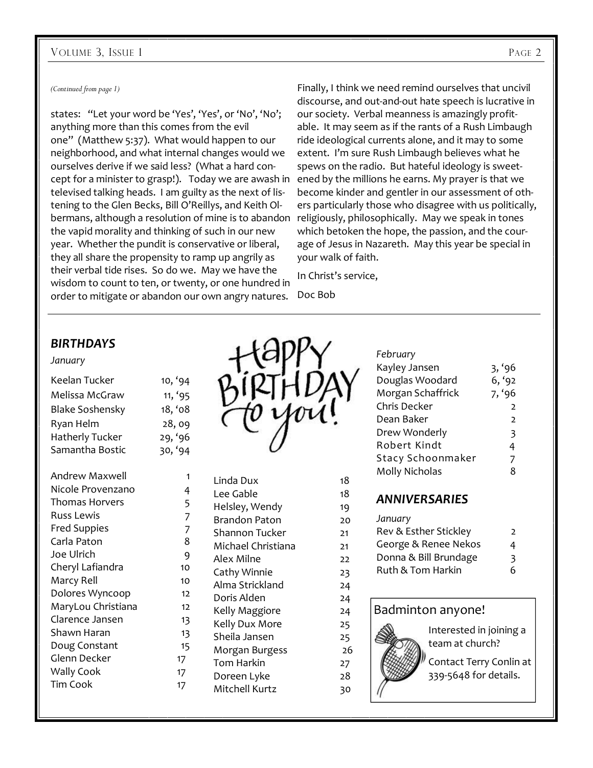*(Continued from page 1)*

states: "Let your word be 'Yes', 'Yes', or 'No', 'No'; anything more than this comes from the evil one" (Matthew 5:37). What would happen to our neighborhood, and what internal changes would we ourselves derive if we said less? (What a hard concept for a minister to grasp!). Today we are awash in televised talking heads. I am guilty as the next of listening to the Glen Becks, Bill O'Reillys, and Keith Olbermans, although a resolution of mine is to abandon the vapid morality and thinking of such in our new year. Whether the pundit is conservative or liberal, they all share the propensity to ramp up angrily as their verbal tide rises. So do we. May we have the wisdom to count to ten, or twenty, or one hundred in order to mitigate or abandon our own angry natures.

Finally, I think we need remind ourselves that uncivil discourse, and out-and-out hate speech is lucrative in our society. Verbal meanness is amazingly profitable. It may seem as if the rants of a Rush Limbaugh ride ideological currents alone, and it may to some extent. I'm sure Rush Limbaugh believes what he spews on the radio. But hateful ideology is sweetened by the millions he earns. My prayer is that we become kinder and gentler in our assessment of others particularly those who disagree with us politically, religiously, philosophically. May we speak in tones which betoken the hope, the passion, and the courage of Jesus in Nazareth. May this year be special in your walk of faith.

In Christ's service,

Doc Bob

## *BIRTHDAYS*

Happy Birthday to you!

*January*

| Name | Date |
|---|---|
| Keelan Tucker | 10, '94 |
| Melissa McGraw | 11, '95 |
| Blake Soshensky | 18, '08 |
| Ryan Helm | 28, 09 |
| Hatherly Tucker | 29, '96 |
| Samantha Bostic | 30, '94 |

| Name | Date |
|---|---|
| Andrew Maxwell | 1 |
| Nicole Provenzano | 4 |
| Thomas Horvers | 5 |
| Russ Lewis | 7 |
| Fred Suppies | 7 |
| Carla Paton | 8 |
| Joe Ulrich | 9 |
| Cheryl Lafiandra | 10 |
| Marcy Rell | 10 |
| Dolores Wyncoop | 12 |
| MaryLou Christiana | 12 |
| Clarence Jansen | 13 |
| Shawn Haran | 13 |
| Doug Constant | 15 |
| Glenn Decker | 17 |
| Wally Cook | 17 |
| Tim Cook | 17 |
| Linda Dux | 18 |
| Lee Gable | 18 |
| Helsley, Wendy | 19 |
| Brandon Paton | 20 |
| Shannon Tucker | 21 |
| Michael Christiana | 21 |
| Alex Milne | 22 |
| Cathy Winnie | 23 |
| Alma Strickland | 24 |
| Doris Alden | 24 |
| Kelly Maggiore | 24 |
| Kelly Dux More | 25 |
| Sheila Jansen | 25 |
| Morgan Burgess | 26 |
| Tom Harkin | 27 |
| Doreen Lyke | 28 |
| Mitchell Kurtz | 30 |

*February*

| Name | Date |
|---|---|
| Kayley Jansen | 3, '96 |
| Douglas Woodard | 6, '92 |
| Morgan Schaffrick | 7, '96 |
| Chris Decker | 2 |
| Dean Baker | 2 |
| Drew Wonderly | 3 |
| Robert Kindt | 4 |
| Stacy Schoonmaker | 7 |
| Molly Nicholas | 8 |

## *ANNIVERSARIES*

*January*

| Names | Date |
|---|---|
| Rev & Esther Stickley | 2 |
| George & Renee Nekos | 4 |
| Donna & Bill Brundage | 3 |
| Ruth & Tom Harkin | 6 |

### Badminton anyone!

Interested in joining a team at church?

Contact Terry Conlin at 339-5648 for details.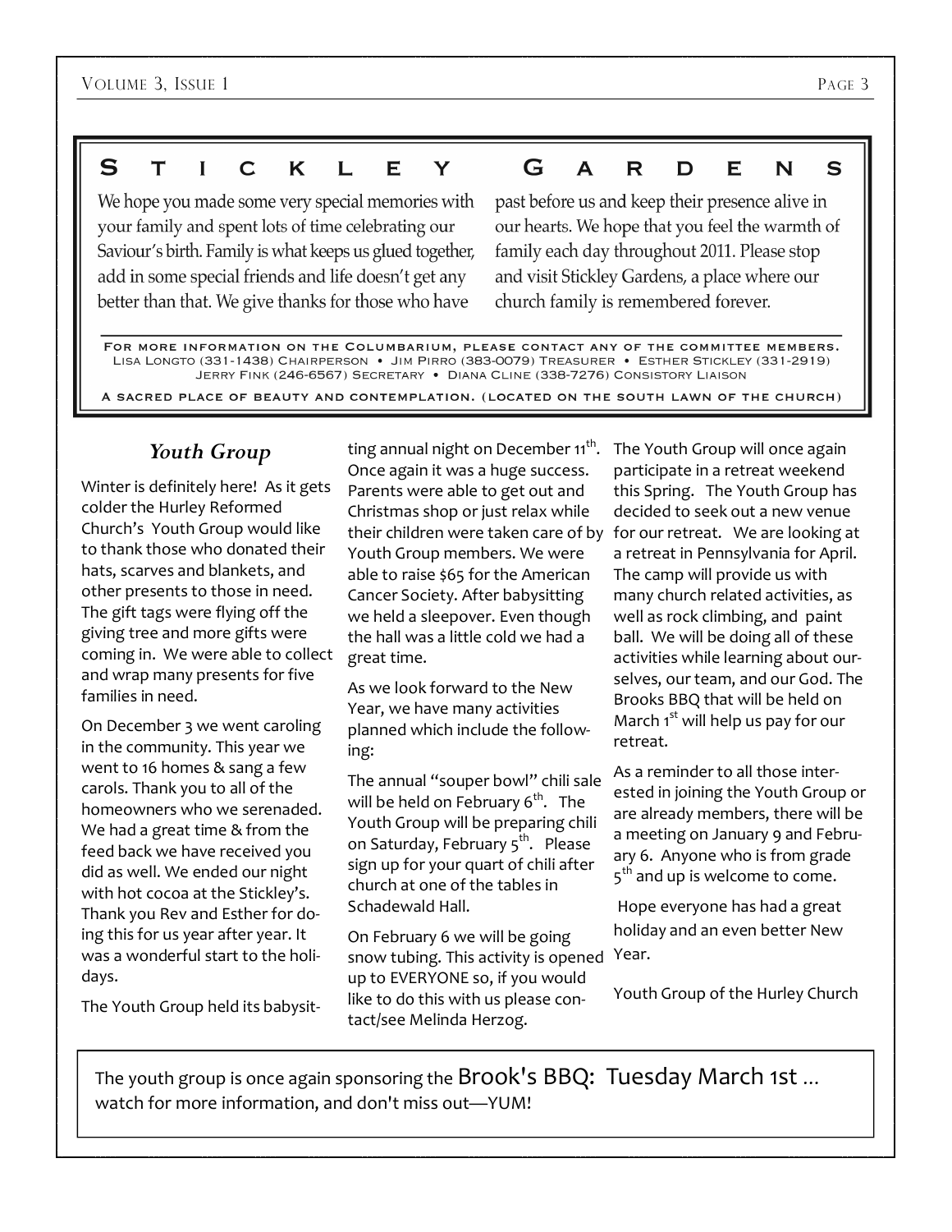## Stickley Gardens

We hope you made some very special memories with your family and spent lots of time celebrating our Saviour's birth. Family is what keeps us glued together, add in some special friends and life doesn't get any better than that. We give thanks for those who have past before us and keep their presence alive in our hearts. We hope that you feel the warmth of family each day throughout 2011. Please stop and visit Stickley Gardens, a place where our church family is remembered forever.

For more information on the Columbarium, please contact any of the committee members.
Lisa Longto (331-1438) Chairperson • Jim Pirro (383-0079) Treasurer • Esther Stickley (331-2919)
Jerry Fink (246-6567) Secretary • Diana Cline (338-7276) Consistory Liaison

A sacred place of beauty and contemplation. (located on the south lawn of the church)

## *Youth Group*

Winter is definitely here! As it gets colder the Hurley Reformed Church's Youth Group would like to thank those who donated their hats, scarves and blankets, and other presents to those in need. The gift tags were flying off the giving tree and more gifts were coming in. We were able to collect and wrap many presents for five families in need.

On December 3 we went caroling in the community. This year we went to 16 homes & sang a few carols. Thank you to all of the homeowners who we serenaded. We had a great time & from the feed back we have received you did as well. We ended our night with hot cocoa at the Stickley's. Thank you Rev and Esther for doing this for us year after year. It was a wonderful start to the holidays.

The Youth Group held its babysitting annual night on December 11th. Once again it was a huge success. Parents were able to get out and Christmas shop or just relax while their children were taken care of by Youth Group members. We were able to raise $65 for the American Cancer Society. After babysitting we held a sleepover. Even though the hall was a little cold we had a great time.

As we look forward to the New Year, we have many activities planned which include the following:

The annual "souper bowl" chili sale will be held on February 6th. The Youth Group will be preparing chili on Saturday, February 5th. Please sign up for your quart of chili after church at one of the tables in Schadewald Hall.

On February 6 we will be going snow tubing. This activity is opened up to EVERYONE so, if you would like to do this with us please contact/see Melinda Herzog.

The Youth Group will once again participate in a retreat weekend this Spring. The Youth Group has decided to seek out a new venue for our retreat. We are looking at a retreat in Pennsylvania for April. The camp will provide us with many church related activities, as well as rock climbing, and paint ball. We will be doing all of these activities while learning about ourselves, our team, and our God. The Brooks BBQ that will be held on March 1st will help us pay for our retreat.

As a reminder to all those interested in joining the Youth Group or are already members, there will be a meeting on January 9 and February 6. Anyone who is from grade 5th and up is welcome to come.

Hope everyone has had a great holiday and an even better New Year.

Youth Group of the Hurley Church

The youth group is once again sponsoring the **Brook's BBQ: Tuesday March 1st** … watch for more information, and don't miss out—YUM!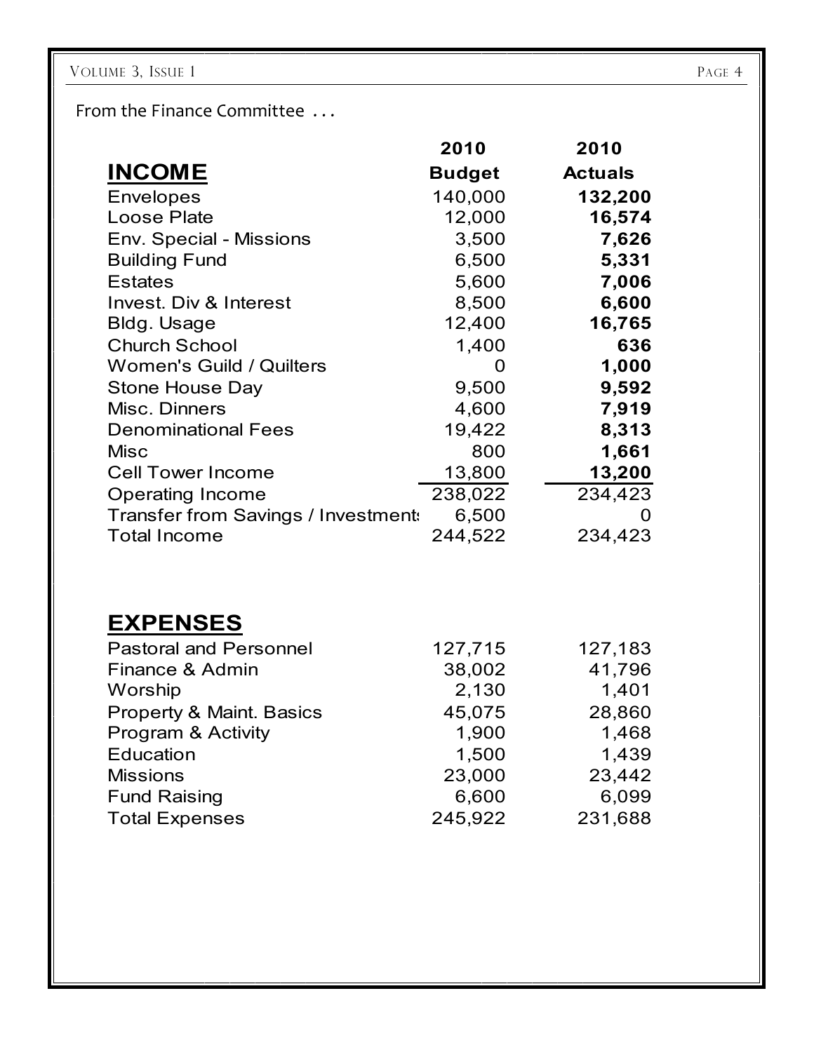From the Finance Committee . . .

| **INCOME** | **2010 Budget** | **2010 Actuals** |
|---|---|---|
| Envelopes | 140,000 | **132,200** |
| Loose Plate | 12,000 | **16,574** |
| Env. Special - Missions | 3,500 | **7,626** |
| Building Fund | 6,500 | **5,331** |
| Estates | 5,600 | **7,006** |
| Invest. Div & Interest | 8,500 | **6,600** |
| Bldg. Usage | 12,400 | **16,765** |
| Church School | 1,400 | **636** |
| Women's Guild / Quilters | 0 | **1,000** |
| Stone House Day | 9,500 | **9,592** |
| Misc. Dinners | 4,600 | **7,919** |
| Denominational Fees | 19,422 | **8,313** |
| Misc | 800 | **1,661** |
| Cell Tower Income | 13,800 | **13,200** |
| Operating Income | 238,022 | 234,423 |
| Transfer from Savings / Investments | 6,500 | 0 |
| Total Income | 244,522 | 234,423 |

| **EXPENSES** | **2010 Budget** | **2010 Actuals** |
|---|---|---|
| Pastoral and Personnel | 127,715 | 127,183 |
| Finance & Admin | 38,002 | 41,796 |
| Worship | 2,130 | 1,401 |
| Property & Maint. Basics | 45,075 | 28,860 |
| Program & Activity | 1,900 | 1,468 |
| Education | 1,500 | 1,439 |
| Missions | 23,000 | 23,442 |
| Fund Raising | 6,600 | 6,099 |
| Total Expenses | 245,922 | 231,688 |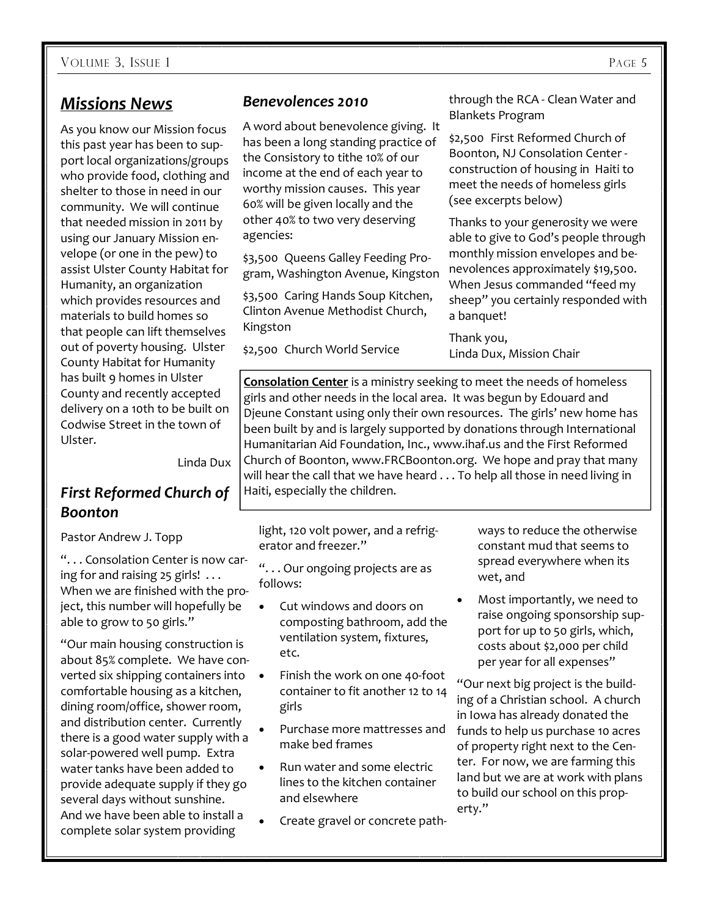## *Missions News*

As you know our Mission focus this past year has been to support local organizations/groups who provide food, clothing and shelter to those in need in our community. We will continue that needed mission in 2011 by using our January Mission envelope (or one in the pew) to assist Ulster County Habitat for Humanity, an organization which provides resources and materials to build homes so that people can lift themselves out of poverty housing. Ulster County Habitat for Humanity has built 9 homes in Ulster County and recently accepted delivery on a 10th to be built on Codwise Street in the town of Ulster.

Linda Dux

### *Benevolences 2010*

A word about benevolence giving. It has been a long standing practice of the Consistory to tithe 10% of our income at the end of each year to worthy mission causes. This year 60% will be given locally and the other 40% to two very deserving agencies:

$3,500 Queens Galley Feeding Program, Washington Avenue, Kingston

$3,500 Caring Hands Soup Kitchen, Clinton Avenue Methodist Church, Kingston

$2,500 Church World Service through the RCA - Clean Water and Blankets Program

$2,500 First Reformed Church of Boonton, NJ Consolation Center - construction of housing in Haiti to meet the needs of homeless girls (see excerpts below)

Thanks to your generosity we were able to give to God's people through monthly mission envelopes and benevolences approximately $19,500. When Jesus commanded "feed my sheep" you certainly responded with a banquet!

Thank you,
Linda Dux, Mission Chair

**Consolation Center** is a ministry seeking to meet the needs of homeless girls and other needs in the local area. It was begun by Edouard and Djeune Constant using only their own resources. The girls' new home has been built by and is largely supported by donations through International Humanitarian Aid Foundation, Inc., www.ihaf.us and the First Reformed Church of Boonton, www.FRCBoonton.org. We hope and pray that many will hear the call that we have heard . . . To help all those in need living in Haiti, especially the children.

### *First Reformed Church of Boonton*

Pastor Andrew J. Topp

". . . Consolation Center is now caring for and raising 25 girls! . . . When we are finished with the project, this number will hopefully be able to grow to 50 girls."

"Our main housing construction is about 85% complete. We have converted six shipping containers into comfortable housing as a kitchen, dining room/office, shower room, and distribution center. Currently there is a good water supply with a solar-powered well pump. Extra water tanks have been added to provide adequate supply if they go several days without sunshine. And we have been able to install a complete solar system providing light, 120 volt power, and a refrigerator and freezer."

". . . Our ongoing projects are as follows:

- Cut windows and doors on composting bathroom, add the ventilation system, fixtures, etc.
- Finish the work on one 40-foot container to fit another 12 to 14 girls
- Purchase more mattresses and make bed frames
- Run water and some electric lines to the kitchen container and elsewhere
- Create gravel or concrete pathways to reduce the otherwise constant mud that seems to spread everywhere when its wet, and
- Most importantly, we need to raise ongoing sponsorship support for up to 50 girls, which, costs about $2,000 per child per year for all expenses"

"Our next big project is the building of a Christian school. A church in Iowa has already donated the funds to help us purchase 10 acres of property right next to the Center. For now, we are farming this land but we are at work with plans to build our school on this property."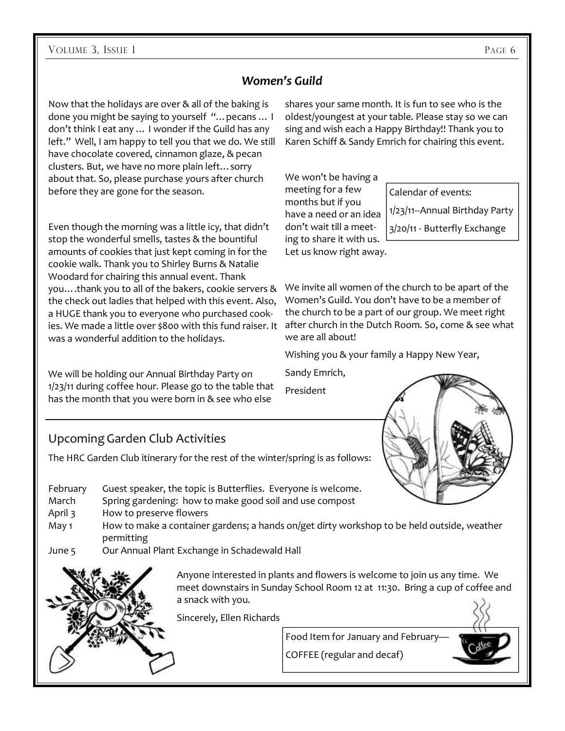## *Women's Guild*

Now that the holidays are over & all of the baking is done you might be saying to yourself "…pecans … I don't think I eat any … I wonder if the Guild has any left." Well, I am happy to tell you that we do. We still have chocolate covered, cinnamon glaze, & pecan clusters. But, we have no more plain left…sorry about that. So, please purchase yours after church before they are gone for the season.

Even though the morning was a little icy, that didn't stop the wonderful smells, tastes & the bountiful amounts of cookies that just kept coming in for the cookie walk. Thank you to Shirley Burns & Natalie Woodard for chairing this annual event. Thank you….thank you to all of the bakers, cookie servers & the check out ladies that helped with this event. Also, a HUGE thank you to everyone who purchased cookies. We made a little over $800 with this fund raiser. It was a wonderful addition to the holidays.

We will be holding our Annual Birthday Party on 1/23/11 during coffee hour. Please go to the table that has the month that you were born in & see who else shares your same month. It is fun to see who is the oldest/youngest at your table. Please stay so we can sing and wish each a Happy Birthday!! Thank you to Karen Schiff & Sandy Emrich for chairing this event.

We won't be having a meeting for a few months but if you have a need or an idea don't wait till a meeting to share it with us. Let us know right away.

Calendar of events:

1/23/11--Annual Birthday Party

3/20/11 - Butterfly Exchange

We invite all women of the church to be apart of the Women's Guild. You don't have to be a member of the church to be a part of our group. We meet right after church in the Dutch Room. So, come & see what we are all about!

Wishing you & your family a Happy New Year,

Sandy Emrich,

President

## Upcoming Garden Club Activities

The HRC Garden Club itinerary for the rest of the winter/spring is as follows:

| | |
|---|---|
| February | Guest speaker, the topic is Butterflies. Everyone is welcome. |
| March | Spring gardening: how to make good soil and use compost |
| April 3 | How to preserve flowers |
| May 1 | How to make a container gardens; a hands on/get dirty workshop to be held outside, weather permitting |
| June 5 | Our Annual Plant Exchange in Schadewald Hall |

Anyone interested in plants and flowers is welcome to join us any time. We meet downstairs in Sunday School Room 12 at 11:30. Bring a cup of coffee and a snack with you.

Sincerely, Ellen Richards

Food Item for January and February—

COFFEE (regular and decaf)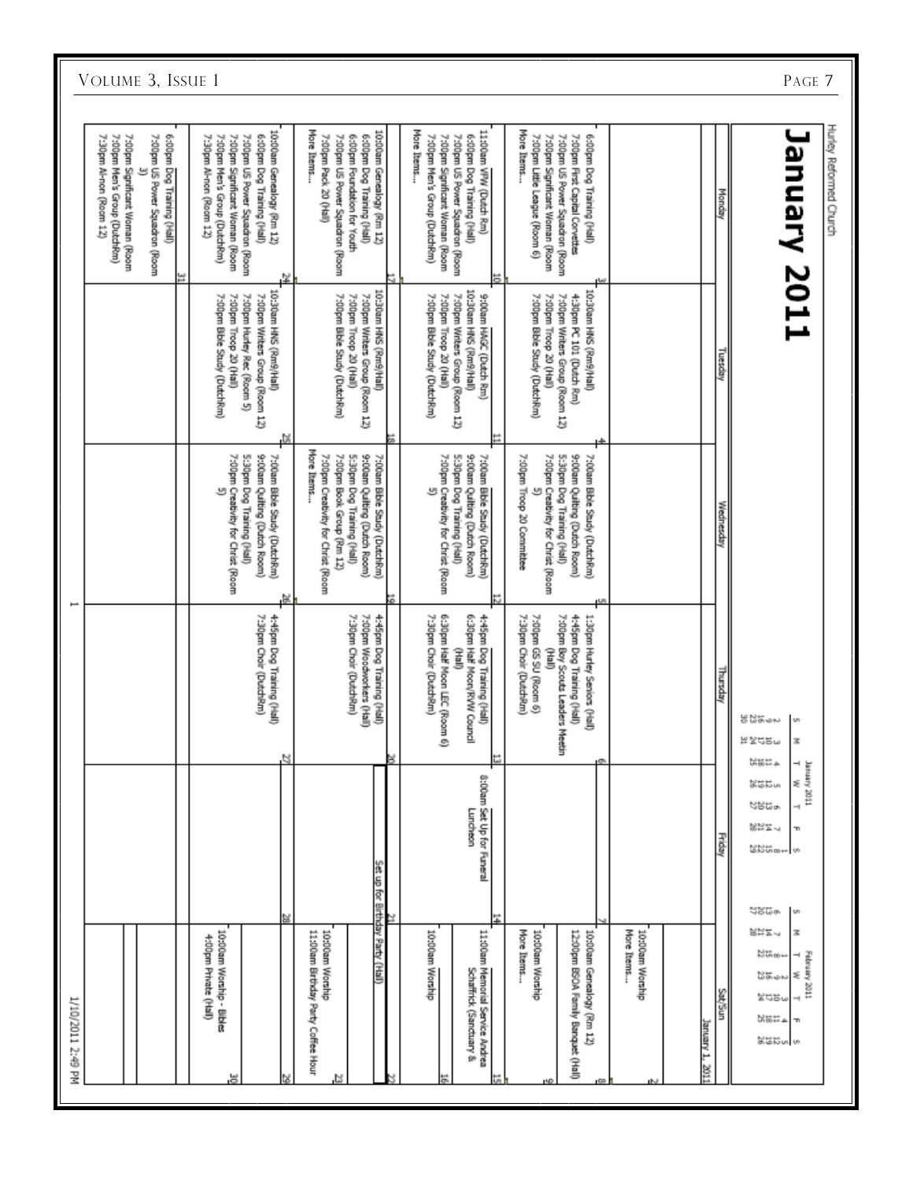Hurley Reformed Church

# January 2011

| Monday | Tuesday | Wednesday | Thursday | Friday | Sat/Sun |
|---|---|---|---|---|---|
| | | | | | January 1, 2011 |
| | | | | | 2 10:00am Worship More Items... |
| 3 6:00pm Dog Training (Hall) 7:00pm First Capital Corvettes 7:00pm US Power Squadron (Room 7:00pm Significant Woman (Room 7:00pm Little League (Room 6) More Items... | 4 10:30am HNS (Rm9/Hall) 4:30pm PC 101 (Dutch Rm) 7:00pm Writers Group (Room 12) 7:00pm Troop 20 (Hall) 7:00pm Bible Study (DutchRm) | 5 7:00am Bible Study (DutchRm) 9:00am Quilting (Dutch Room) 5:30pm Dog Training (Hall) 7:00pm Creativity for Christ (Room 5) 7:00pm Troop 20 Committee | 6 1:30pm Hurley Seniors (Hall) 4:45pm Dog Training (Hall) 7:00pm Boy Scouts Leaders Meetin (Hall) 7:00pm GS SU (Room 6) 7:30pm Choir (DutchRm) | 7 | 8 10:00am Genealogy (Rm 12) 12:00pm BSOA Family Banquet (Hall) |
| | | | | | 9 10:00am Worship More Items... |
| 10 11:00am VFW (Dutch Rm) 6:00pm Dog Training (Hall) 7:00pm US Power Squadron (Room 7:00pm Significant Woman (Room 7:00pm Men's Group (DutchRm) More Items... | 11 9:00am HAGC (Dutch Rm) 10:30am HNS (Rm9/Hall) 7:00pm Writers Group (Room 12) 7:00pm Troop 20 (Hall) 7:00pm Bible Study (DutchRm) | 12 7:00am Bible Study (DutchRm) 9:00am Quilting (Dutch Room) 5:30pm Dog Training (Hall) 7:00pm Creativity for Christ (Room 5) | 13 4:45pm Dog Training (Hall) 6:30pm Half Moon/RVW Council (Hall) 6:30pm Half Moon LEC (Room 6) 7:30pm Choir (DutchRm) | 14 8:00am Set Up for Funeral Luncheon | 15 11:00am Memorial Service Andrea Schaffrick (Sanctuary & |
| | | | | | 16 10:00am Worship |
| 17 10:00am Genealogy (Rm 12) 6:00pm Dog Training (Hall) 6:00pm Foundation for Youth 7:00pm US Power Squadron (Room 7:00pm Pack 20 (Hall) More Items... | 18 10:30am HNS (Rm9/Hall) 7:00pm Writers Group (Room 12) 7:00pm Troop 20 (Hall) 7:00pm Bible Study (DutchRm) | 19 7:00am Bible Study (DutchRm) 9:00am Quilting (Dutch Room) 5:30pm Dog Training (Hall) 7:00pm Book Group (Rm 12) 7:00pm Creativity for Christ (Room More Items... | 20 4:45pm Dog Training (Hall) 7:00pm Woodworkers (Hall) 7:30pm Choir (DutchRm) | 21 Set up for Birthday Party (Hall) | 22 |
| | | | | | 23 10:00am Worship 11:00am Birthday Party Coffee Hour |
| 24 10:00am Genealogy (Rm 12) 6:00pm Dog Training (Hall) 7:00pm US Power Squadron (Room 7:00pm Significant Woman (Room 7:00pm Men's Group (DutchRm) 7:30pm Al-non (Room 12) | 25 10:30am HNS (Rm9/Hall) 7:00pm Writers Group (Room 12) 7:00pm Hurley Rec (Room 5) 7:00pm Troop 20 (Hall) 7:00pm Bible Study (DutchRm) | 26 7:00am Bible Study (DutchRm) 9:00am Quilting (Dutch Room) 5:30pm Dog Training (Hall) 7:00pm Creativity for Christ (Room 5) | 27 4:45pm Dog Training (Hall) 7:30pm Choir (DutchRm) | 28 | 29 |
| | | | | | 30 10:00am Worship - Bibles 4:00pm Private (Hall) |
| 31 6:00pm Dog Training (Hall) 7:00pm US Power Squadron (Room 3) 7:00pm Significant Woman (Room 7:00pm Men's Group (DutchRm) 7:30pm Al-non (Room 12) | | | | | |

January 2011

| S | M | T | W | T | F | S |
|---|---|---|---|---|---|---|
| | | | | | | 1 |
| 2 | 3 | 4 | 5 | 6 | 7 | 8 |
| 9 | 10 | 11 | 12 | 13 | 14 | 15 |
| 16 | 17 | 18 | 19 | 20 | 21 | 22 |
| 23 | 24 | 25 | 26 | 27 | 28 | 29 |
| 30 | 31 | | | | | |

February 2011

| S | M | T | W | T | F | S |
|---|---|---|---|---|---|---|
| | | 1 | 2 | 3 | 4 | 5 |
| 6 | 7 | 8 | 9 | 10 | 11 | 12 |
| 13 | 14 | 15 | 16 | 17 | 18 | 19 |
| 20 | 21 | 22 | 23 | 24 | 25 | 26 |
| 27 | 28 | | | | | |

1/10/2011 2:49 PM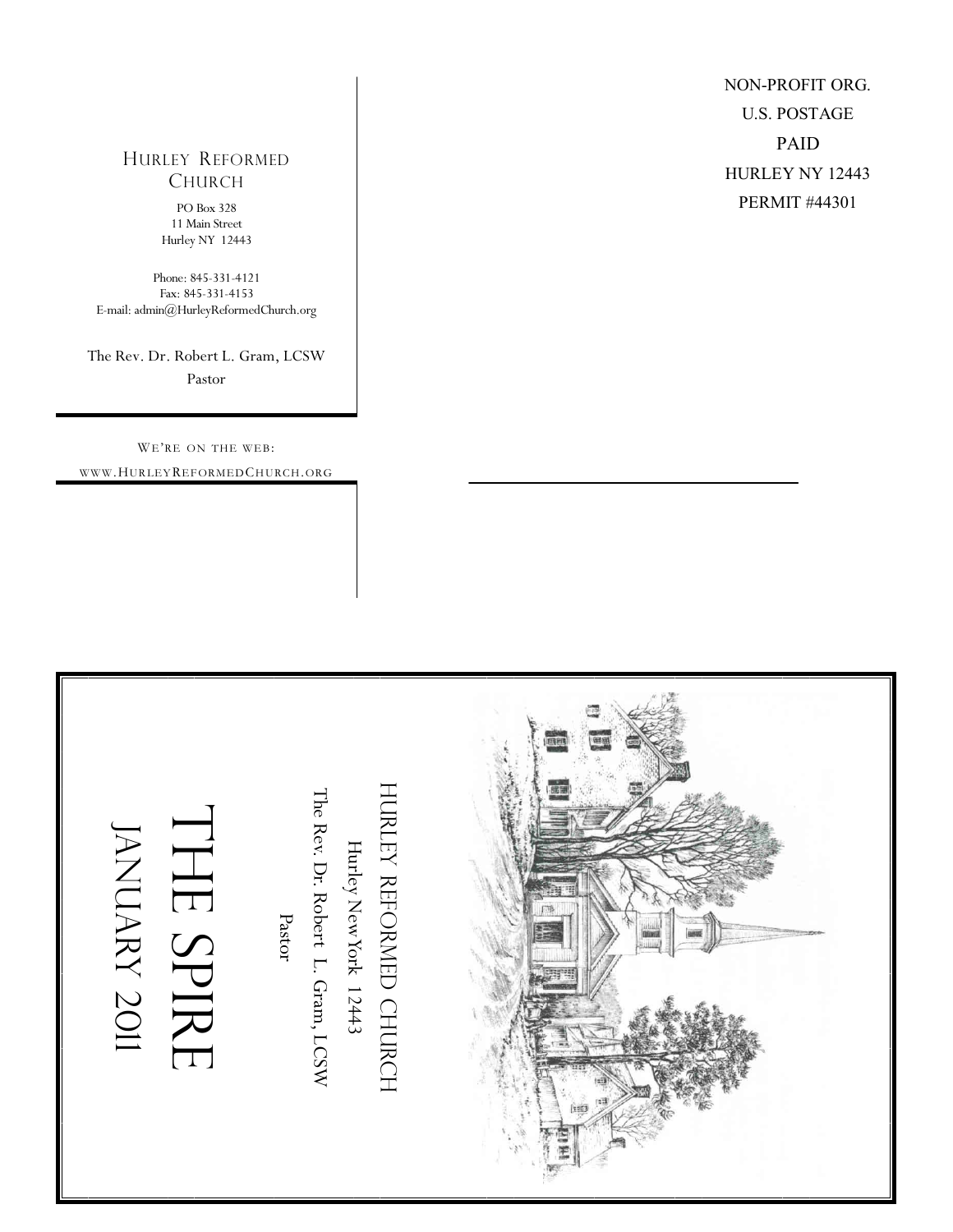HURLEY REFORMED CHURCH

PO Box 328
11 Main Street
Hurley NY 12443

Phone: 845-331-4121
Fax: 845-331-4153
E-mail: admin@HurleyReformedChurch.org

The Rev. Dr. Robert L. Gram, LCSW
Pastor

WE'RE ON THE WEB:
WWW.HURLEYREFORMEDCHURCH.ORG

NON-PROFIT ORG.
U.S. POSTAGE
PAID
HURLEY NY 12443
PERMIT #44301

HURLEY REFORMED CHURCH
Hurley New York 12443
The Rev. Dr. Robert L. Gram, LCSW
Pastor

# THE SPIRE

## JANUARY 2011